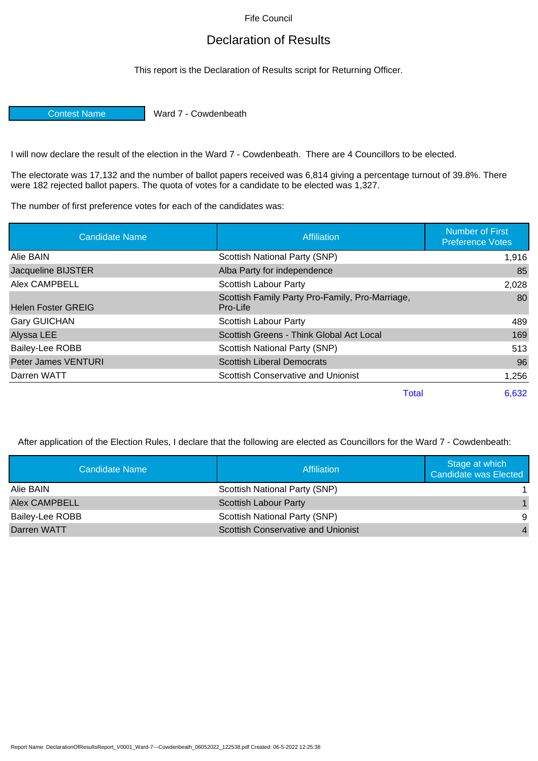Fife Council

# Declaration of Results

This report is the Declaration of Results script for Returning Officer.

| Contest Name | Ward 7 - Cowdenbeath |
|---|---|

I will now declare the result of the election in the Ward 7 - Cowdenbeath. There are 4 Councillors to be elected.

The electorate was 17,132 and the number of ballot papers received was 6,814 giving a percentage turnout of 39.8%. There were 182 rejected ballot papers. The quota of votes for a candidate to be elected was 1,327.

The number of first preference votes for each of the candidates was:

| Candidate Name | Affiliation | Number of First Preference Votes |
|---|---|---|
| Alie BAIN | Scottish National Party (SNP) | 1,916 |
| Jacqueline BIJSTER | Alba Party for independence | 85 |
| Alex CAMPBELL | Scottish Labour Party | 2,028 |
| Helen Foster GREIG | Scottish Family Party Pro-Family, Pro-Marriage, Pro-Life | 80 |
| Gary GUICHAN | Scottish Labour Party | 489 |
| Alyssa LEE | Scottish Greens - Think Global Act Local | 169 |
| Bailey-Lee ROBB | Scottish National Party (SNP) | 513 |
| Peter James VENTURI | Scottish Liberal Democrats | 96 |
| Darren WATT | Scottish Conservative and Unionist | 1,256 |
| | Total | 6,632 |

After application of the Election Rules, I declare that the following are elected as Councillors for the Ward 7 - Cowdenbeath:

| Candidate Name | Affiliation | Stage at which Candidate was Elected |
|---|---|---|
| Alie BAIN | Scottish National Party (SNP) | 1 |
| Alex CAMPBELL | Scottish Labour Party | 1 |
| Bailey-Lee ROBB | Scottish National Party (SNP) | 9 |
| Darren WATT | Scottish Conservative and Unionist | 4 |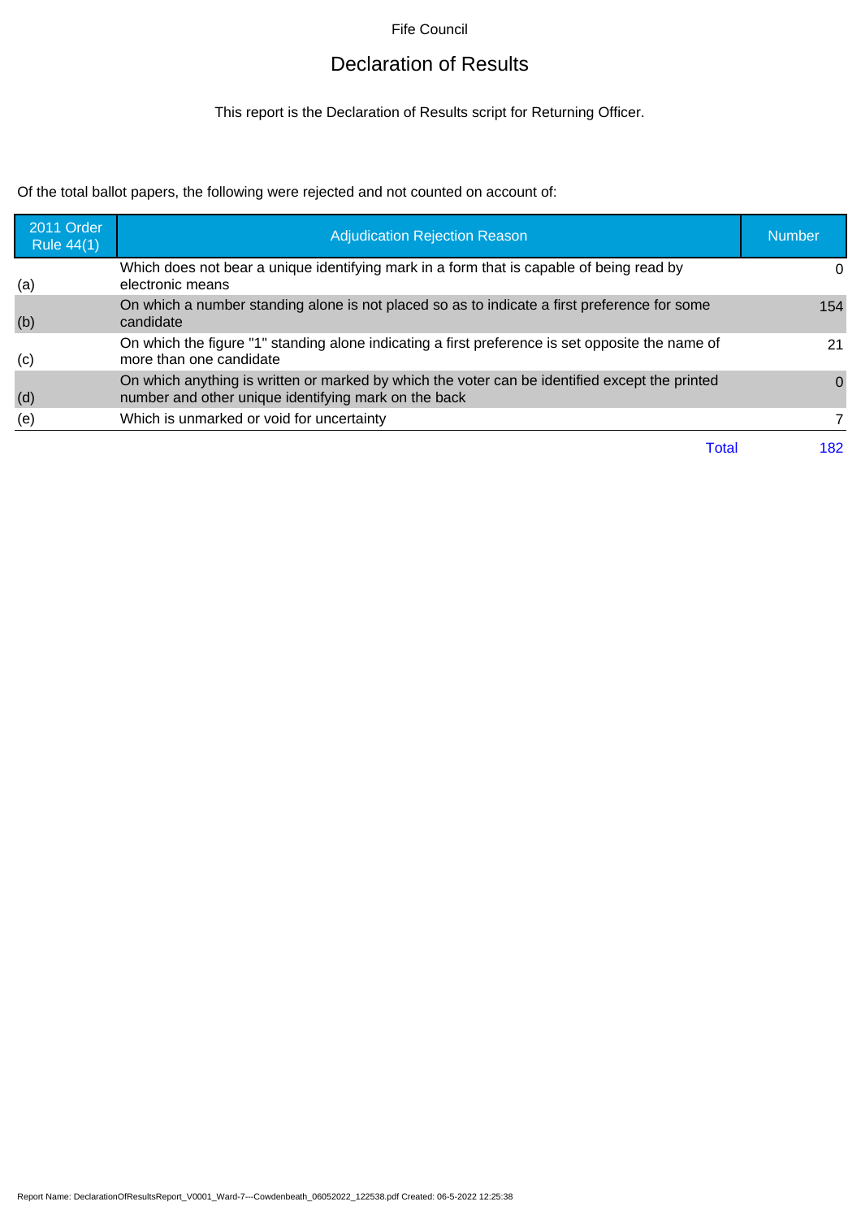Fife Council

# Declaration of Results

This report is the Declaration of Results script for Returning Officer.

Of the total ballot papers, the following were rejected and not counted on account of:

| 2011 Order Rule 44(1) | Adjudication Rejection Reason | Number |
| --- | --- | --- |
| (a) | Which does not bear a unique identifying mark in a form that is capable of being read by electronic means | 0 |
| (b) | On which a number standing alone is not placed so as to indicate a first preference for some candidate | 154 |
| (c) | On which the figure "1" standing alone indicating a first preference is set opposite the name of more than one candidate | 21 |
| (d) | On which anything is written or marked by which the voter can be identified except the printed number and other unique identifying mark on the back | 0 |
| (e) | Which is unmarked or void for uncertainty | 7 |
| | Total | 182 |

Report Name: DeclarationOfResultsReport_V0001_Ward-7---Cowdenbeath_06052022_122538.pdf Created: 06-5-2022 12:25:38